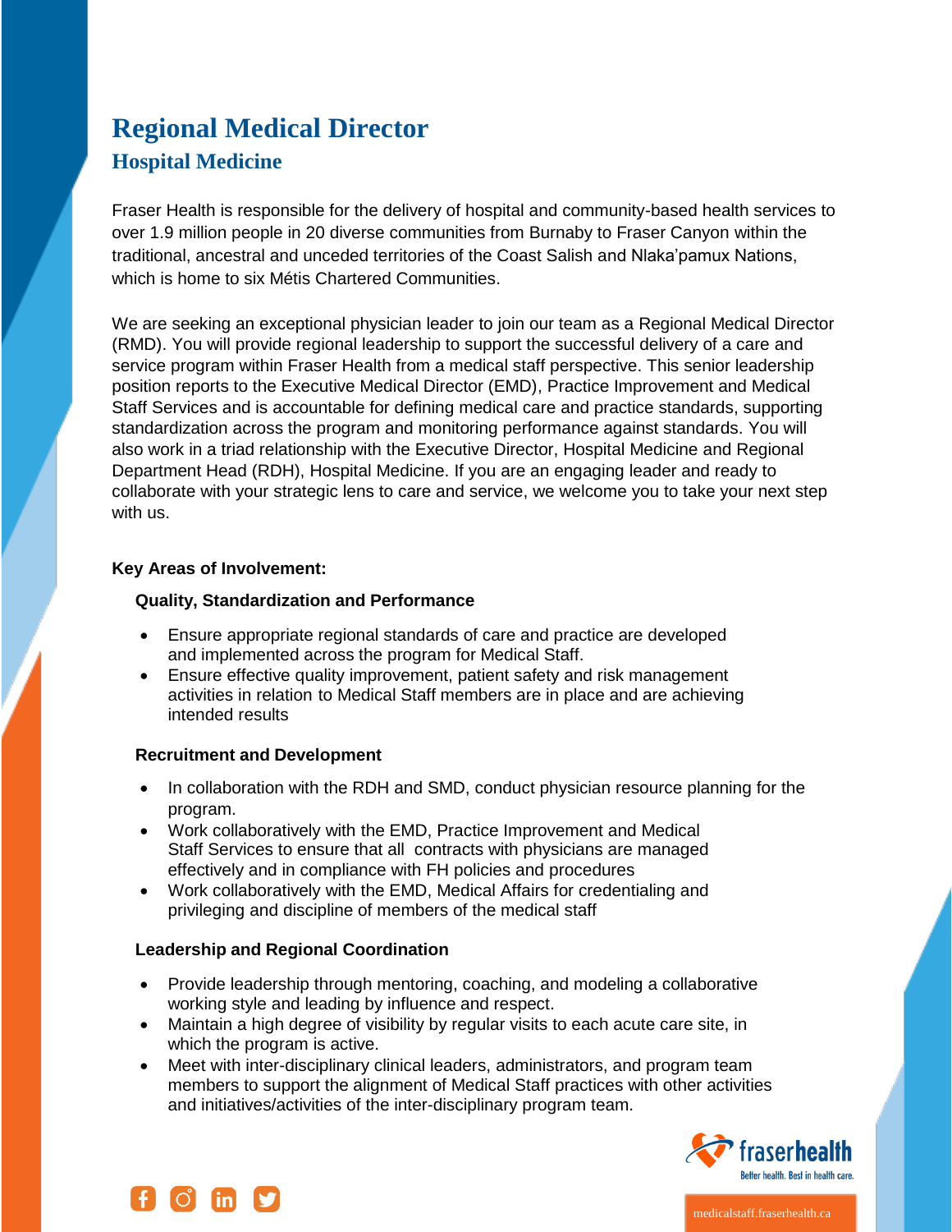# Regional Medical Director

## Hospital Medicine

Fraser Health is responsible for the delivery of hospital and community-based health services to over 1.9 million people in 20 diverse communities from Burnaby to Fraser Canyon within the traditional, ancestral and unceded territories of the Coast Salish and Nlaka'pamux Nations, which is home to six Métis Chartered Communities.

We are seeking an exceptional physician leader to join our team as a Regional Medical Director (RMD). You will provide regional leadership to support the successful delivery of a care and service program within Fraser Health from a medical staff perspective. This senior leadership position reports to the Executive Medical Director (EMD), Practice Improvement and Medical Staff Services and is accountable for defining medical care and practice standards, supporting standardization across the program and monitoring performance against standards. You will also work in a triad relationship with the Executive Director, Hospital Medicine and Regional Department Head (RDH), Hospital Medicine. If you are an engaging leader and ready to collaborate with your strategic lens to care and service, we welcome you to take your next step with us.

**Key Areas of Involvement:**

**Quality, Standardization and Performance**

- Ensure appropriate regional standards of care and practice are developed and implemented across the program for Medical Staff.
- Ensure effective quality improvement, patient safety and risk management activities in relation to Medical Staff members are in place and are achieving intended results

**Recruitment and Development**

- In collaboration with the RDH and SMD, conduct physician resource planning for the program.
- Work collaboratively with the EMD, Practice Improvement and Medical Staff Services to ensure that all contracts with physicians are managed effectively and in compliance with FH policies and procedures
- Work collaboratively with the EMD, Medical Affairs for credentialing and privileging and discipline of members of the medical staff

**Leadership and Regional Coordination**

- Provide leadership through mentoring, coaching, and modeling a collaborative working style and leading by influence and respect.
- Maintain a high degree of visibility by regular visits to each acute care site, in which the program is active.
- Meet with inter-disciplinary clinical leaders, administrators, and program team members to support the alignment of Medical Staff practices with other activities and initiatives/activities of the inter-disciplinary program team.

fraserhealth
Better health. Best in health care.

medicalstaff.fraserhealth.ca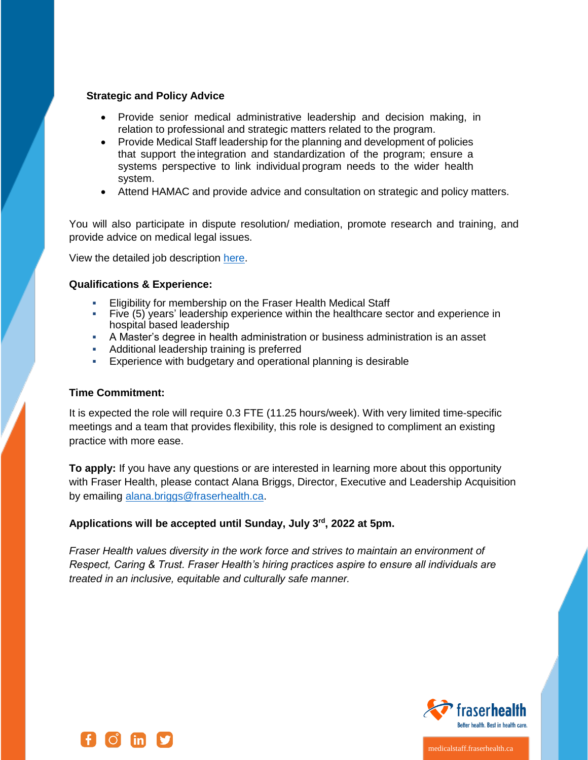**Strategic and Policy Advice**

- Provide senior medical administrative leadership and decision making, in relation to professional and strategic matters related to the program.
- Provide Medical Staff leadership for the planning and development of policies that support the integration and standardization of the program; ensure a systems perspective to link individual program needs to the wider health system.
- Attend HAMAC and provide advice and consultation on strategic and policy matters.

You will also participate in dispute resolution/ mediation, promote research and training, and provide advice on medical legal issues.

View the detailed job description here.

**Qualifications & Experience:**

- Eligibility for membership on the Fraser Health Medical Staff
- Five (5) years' leadership experience within the healthcare sector and experience in hospital based leadership
- A Master's degree in health administration or business administration is an asset
- Additional leadership training is preferred
- Experience with budgetary and operational planning is desirable

**Time Commitment:**

It is expected the role will require 0.3 FTE (11.25 hours/week). With very limited time-specific meetings and a team that provides flexibility, this role is designed to compliment an existing practice with more ease.

**To apply:** If you have any questions or are interested in learning more about this opportunity with Fraser Health, please contact Alana Briggs, Director, Executive and Leadership Acquisition by emailing alana.briggs@fraserhealth.ca.

**Applications will be accepted until Sunday, July 3rd, 2022 at 5pm.**

*Fraser Health values diversity in the work force and strives to maintain an environment of Respect, Caring & Trust. Fraser Health's hiring practices aspire to ensure all individuals are treated in an inclusive, equitable and culturally safe manner.*

fraserhealth

Better health. Best in health care.

medicalstaff.fraserhealth.ca